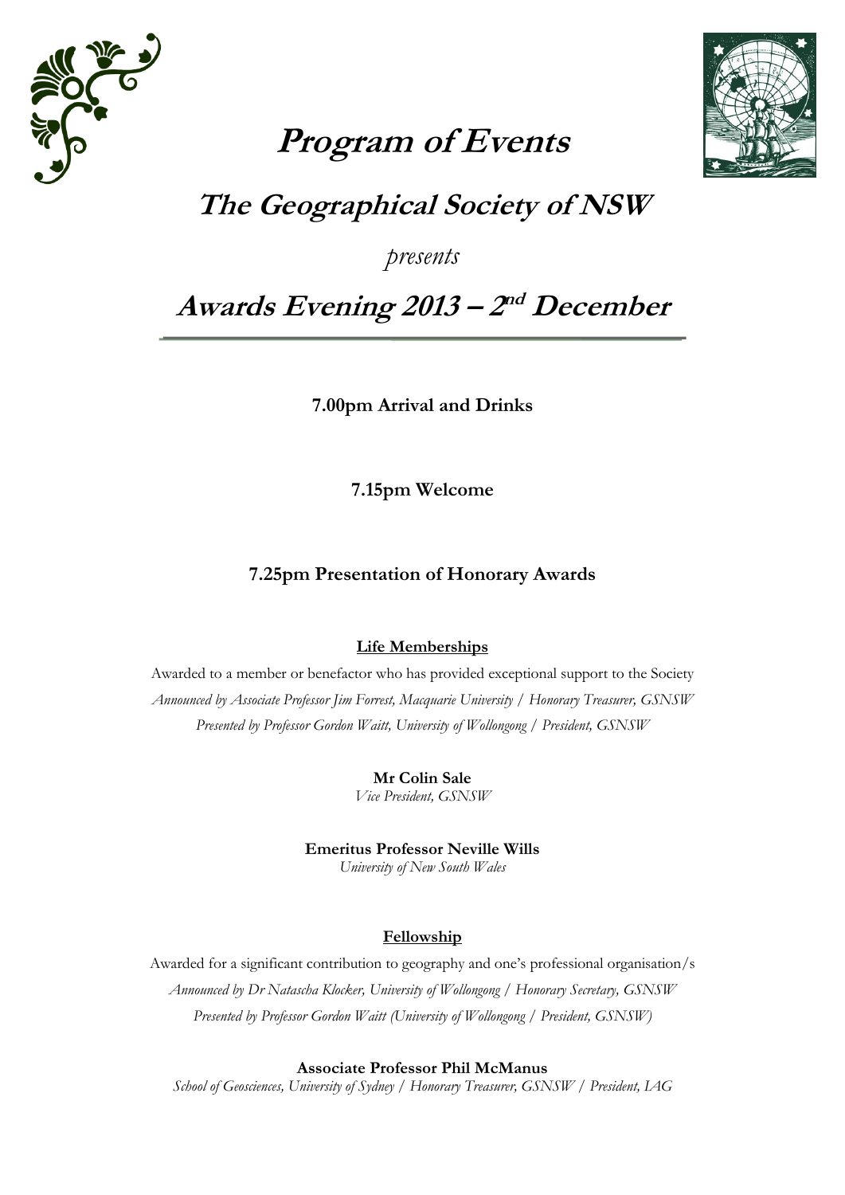# Program of Events

## The Geographical Society of NSW

*presents*

## Awards Evening 2013 – 2nd December

---

**7.00pm Arrival and Drinks**

**7.15pm Welcome**

**7.25pm Presentation of Honorary Awards**

**Life Memberships**

Awarded to a member or benefactor who has provided exceptional support to the Society

*Announced by Associate Professor Jim Forrest, Macquarie University / Honorary Treasurer, GSNSW*

*Presented by Professor Gordon Waitt, University of Wollongong / President, GSNSW*

**Mr Colin Sale**
*Vice President, GSNSW*

**Emeritus Professor Neville Wills**
*University of New South Wales*

**Fellowship**

Awarded for a significant contribution to geography and one's professional organisation/s

*Announced by Dr Natascha Klocker, University of Wollongong / Honorary Secretary, GSNSW*

*Presented by Professor Gordon Waitt (University of Wollongong / President, GSNSW)*

**Associate Professor Phil McManus**
*School of Geosciences, University of Sydney / Honorary Treasurer, GSNSW / President, IAG*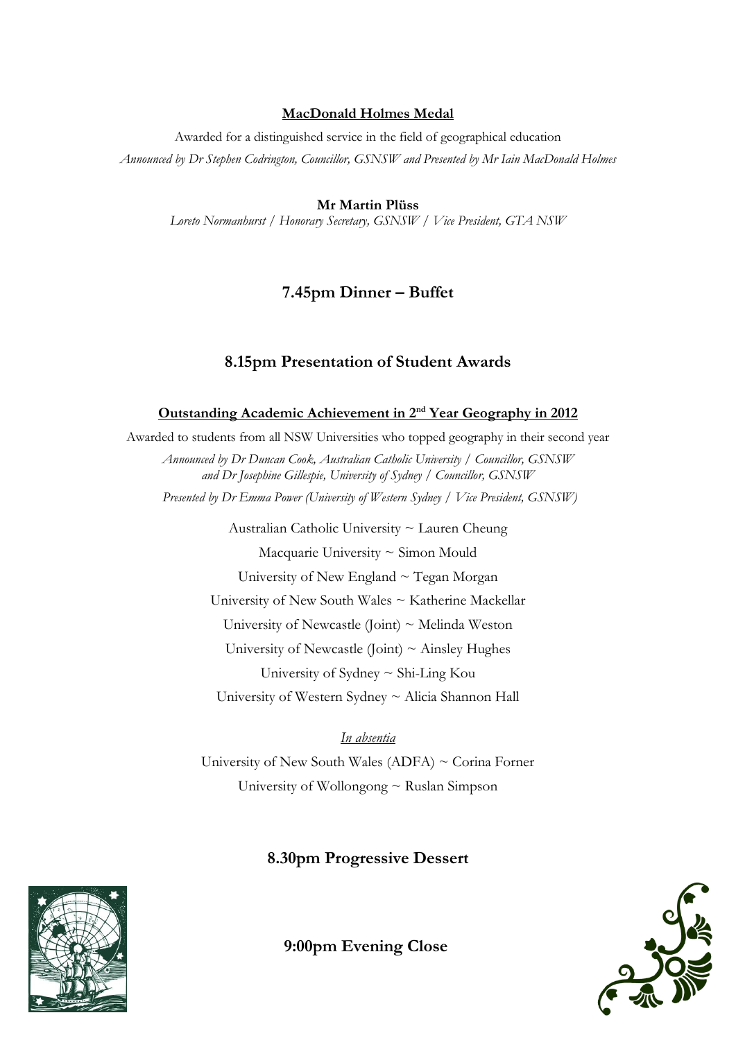**MacDonald Holmes Medal**

Awarded for a distinguished service in the field of geographical education

*Announced by Dr Stephen Codrington, Councillor, GSNSW and Presented by Mr Iain MacDonald Holmes*

**Mr Martin Plüss**

*Loreto Normanhurst / Honorary Secretary, GSNSW / Vice President, GTA NSW*

## 7.45pm Dinner – Buffet

## 8.15pm Presentation of Student Awards

**Outstanding Academic Achievement in 2nd Year Geography in 2012**

Awarded to students from all NSW Universities who topped geography in their second year

*Announced by Dr Duncan Cook, Australian Catholic University / Councillor, GSNSW and Dr Josephine Gillespie, University of Sydney / Councillor, GSNSW*

*Presented by Dr Emma Power (University of Western Sydney / Vice President, GSNSW)*

Australian Catholic University ~ Lauren Cheung

Macquarie University ~ Simon Mould

University of New England ~ Tegan Morgan

University of New South Wales ~ Katherine Mackellar

University of Newcastle (Joint) ~ Melinda Weston

University of Newcastle (Joint) ~ Ainsley Hughes

University of Sydney ~ Shi-Ling Kou

University of Western Sydney ~ Alicia Shannon Hall

*In absentia*

University of New South Wales (ADFA) ~ Corina Forner

University of Wollongong ~ Ruslan Simpson

## 8.30pm Progressive Dessert

## 9:00pm Evening Close